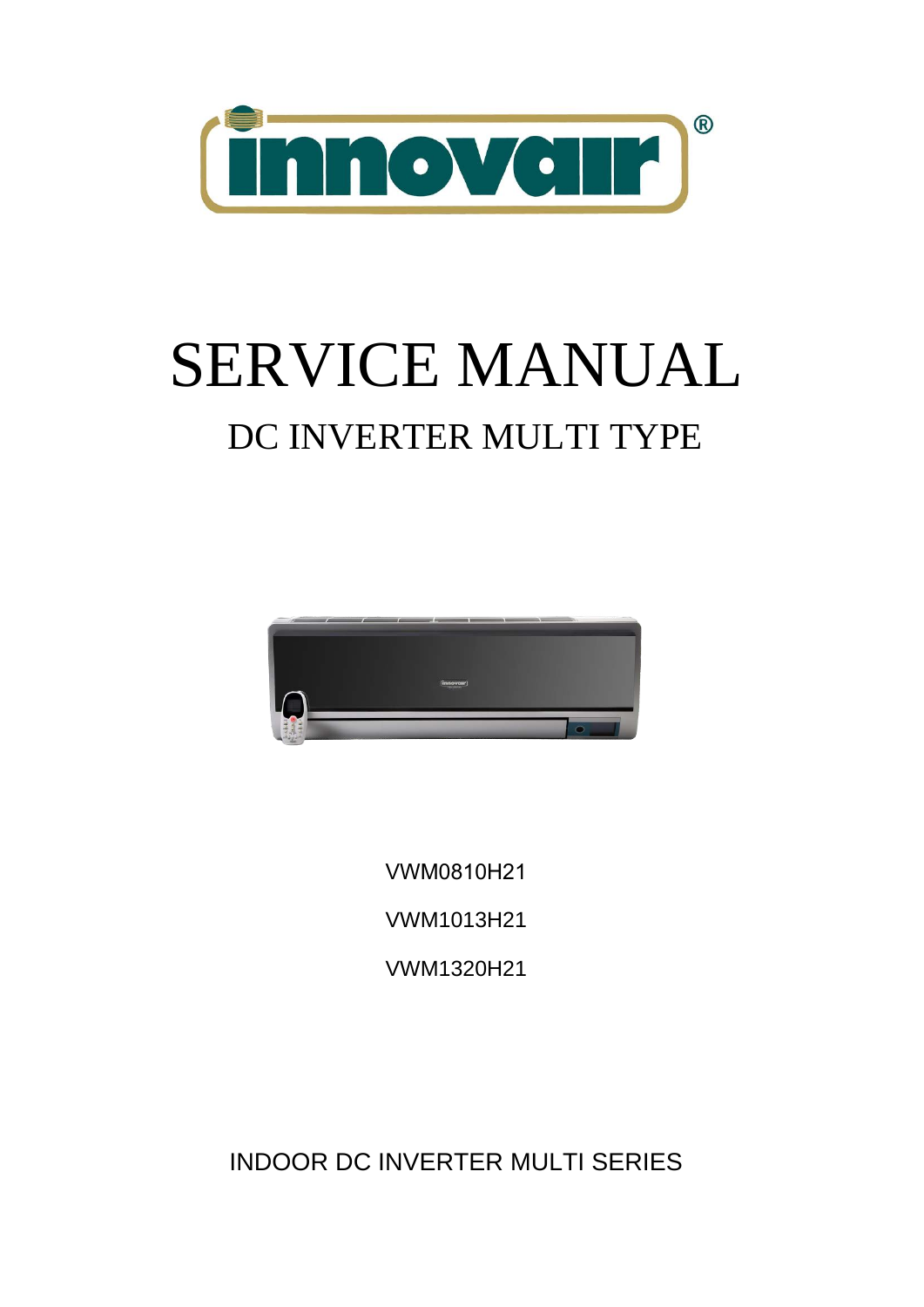innovair®

# SERVICE MANUAL

## DC INVERTER MULTI TYPE

VWM0810H21

VWM1013H21

VWM1320H21

INDOOR DC INVERTER MULTI SERIES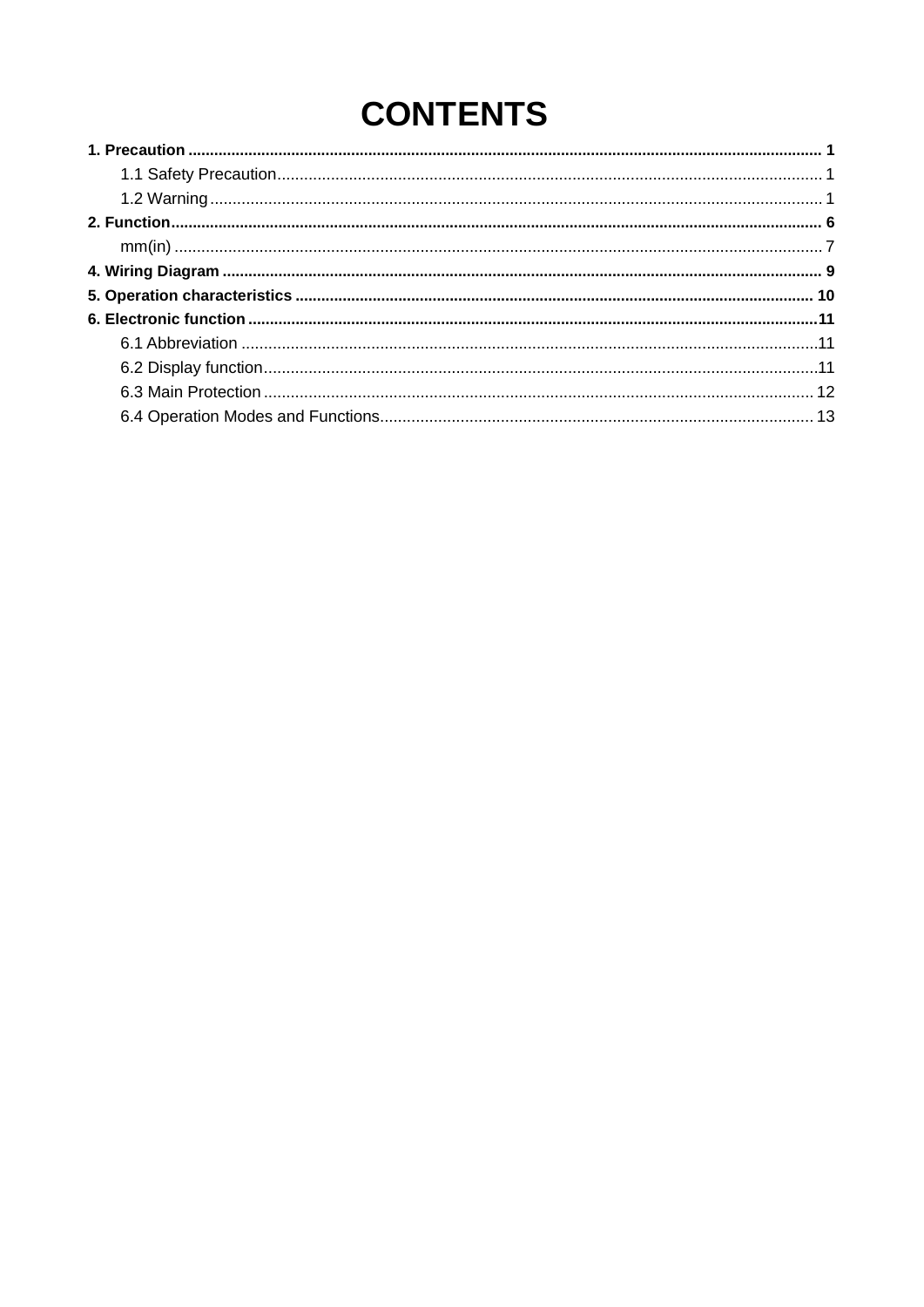# CONTENTS

**1. Precaution** ........................................................................................................................................ 1

1.1 Safety Precaution................................................................................................................................ 1

1.2 Warning................................................................................................................................................ 1

**2. Function**............................................................................................................................................ 6

mm(in) ........................................................................................................................................................ 7

**4. Wiring Diagram** ................................................................................................................................ 9

**5. Operation characteristics** ............................................................................................................ 10

**6. Electronic function** .........................................................................................................................11

6.1 Abbreviation .........................................................................................................................................11

6.2 Display function....................................................................................................................................11

6.3 Main Protection .................................................................................................................................. 12

6.4 Operation Modes and Functions........................................................................................................ 13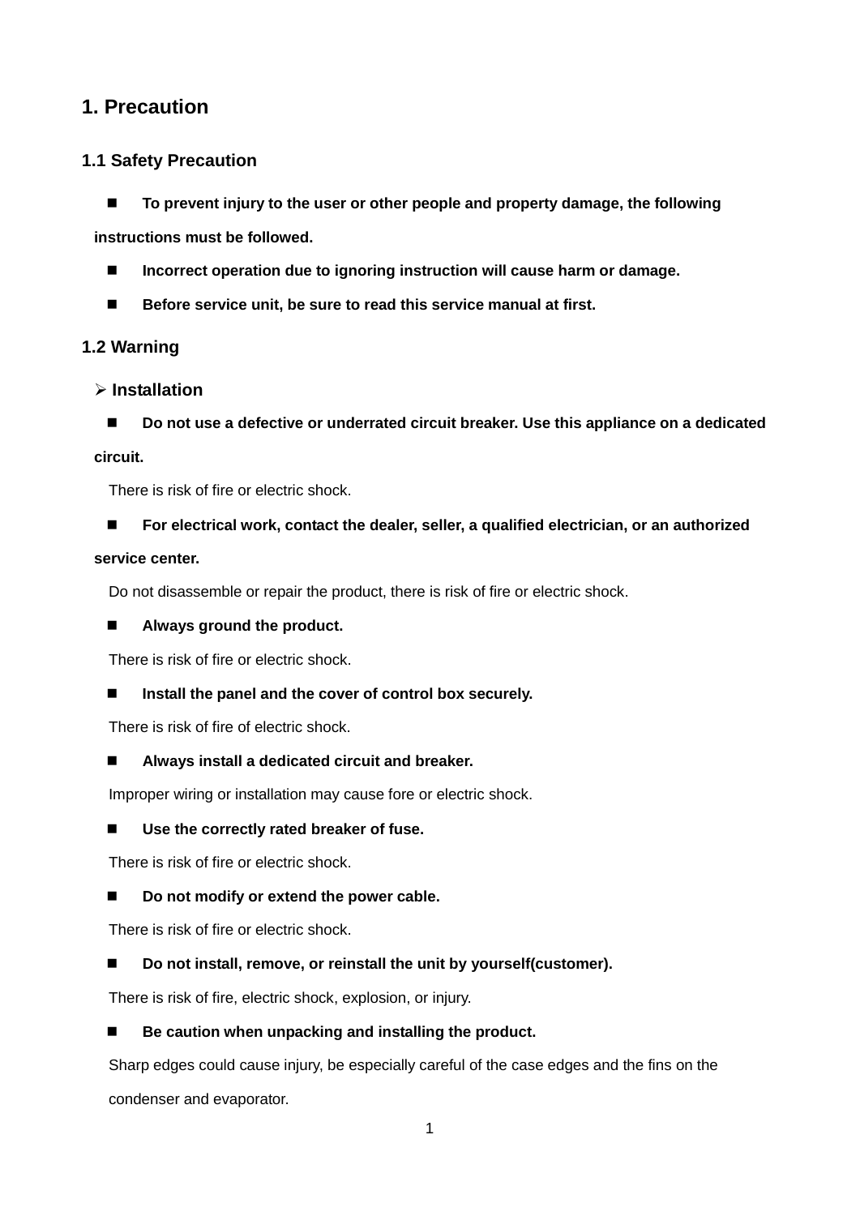# 1. Precaution

## 1.1 Safety Precaution

- **To prevent injury to the user or other people and property damage, the following instructions must be followed.**
- **Incorrect operation due to ignoring instruction will cause harm or damage.**
- **Before service unit, be sure to read this service manual at first.**

## 1.2 Warning

### ➢ Installation

- **Do not use a defective or underrated circuit breaker. Use this appliance on a dedicated circuit.**

  There is risk of fire or electric shock.

- **For electrical work, contact the dealer, seller, a qualified electrician, or an authorized service center.**

  Do not disassemble or repair the product, there is risk of fire or electric shock.

- **Always ground the product.**

  There is risk of fire or electric shock.

- **Install the panel and the cover of control box securely.**

  There is risk of fire of electric shock.

- **Always install a dedicated circuit and breaker.**

  Improper wiring or installation may cause fore or electric shock.

- **Use the correctly rated breaker of fuse.**

  There is risk of fire or electric shock.

- **Do not modify or extend the power cable.**

  There is risk of fire or electric shock.

- **Do not install, remove, or reinstall the unit by yourself(customer).**

  There is risk of fire, electric shock, explosion, or injury.

- **Be caution when unpacking and installing the product.**

  Sharp edges could cause injury, be especially careful of the case edges and the fins on the condenser and evaporator.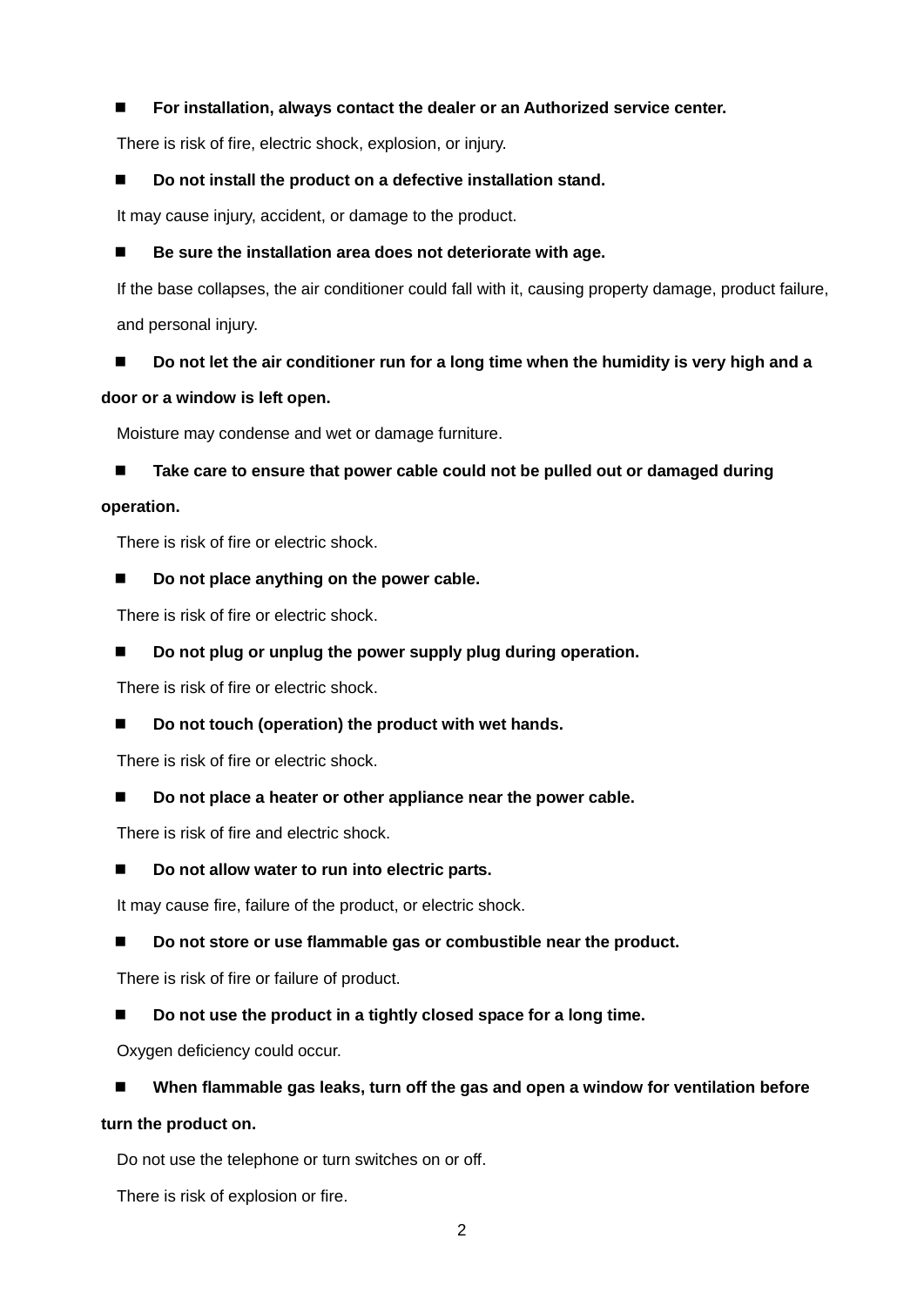- **For installation, always contact the dealer or an Authorized service center.**

  There is risk of fire, electric shock, explosion, or injury.

- **Do not install the product on a defective installation stand.**

  It may cause injury, accident, or damage to the product.

- **Be sure the installation area does not deteriorate with age.**

  If the base collapses, the air conditioner could fall with it, causing property damage, product failure, and personal injury.

- **Do not let the air conditioner run for a long time when the humidity is very high and a door or a window is left open.**

  Moisture may condense and wet or damage furniture.

- **Take care to ensure that power cable could not be pulled out or damaged during operation.**

  There is risk of fire or electric shock.

- **Do not place anything on the power cable.**

  There is risk of fire or electric shock.

- **Do not plug or unplug the power supply plug during operation.**

  There is risk of fire or electric shock.

- **Do not touch (operation) the product with wet hands.**

  There is risk of fire or electric shock.

- **Do not place a heater or other appliance near the power cable.**

  There is risk of fire and electric shock.

- **Do not allow water to run into electric parts.**

  It may cause fire, failure of the product, or electric shock.

- **Do not store or use flammable gas or combustible near the product.**

  There is risk of fire or failure of product.

- **Do not use the product in a tightly closed space for a long time.**

  Oxygen deficiency could occur.

- **When flammable gas leaks, turn off the gas and open a window for ventilation before turn the product on.**

  Do not use the telephone or turn switches on or off.

  There is risk of explosion or fire.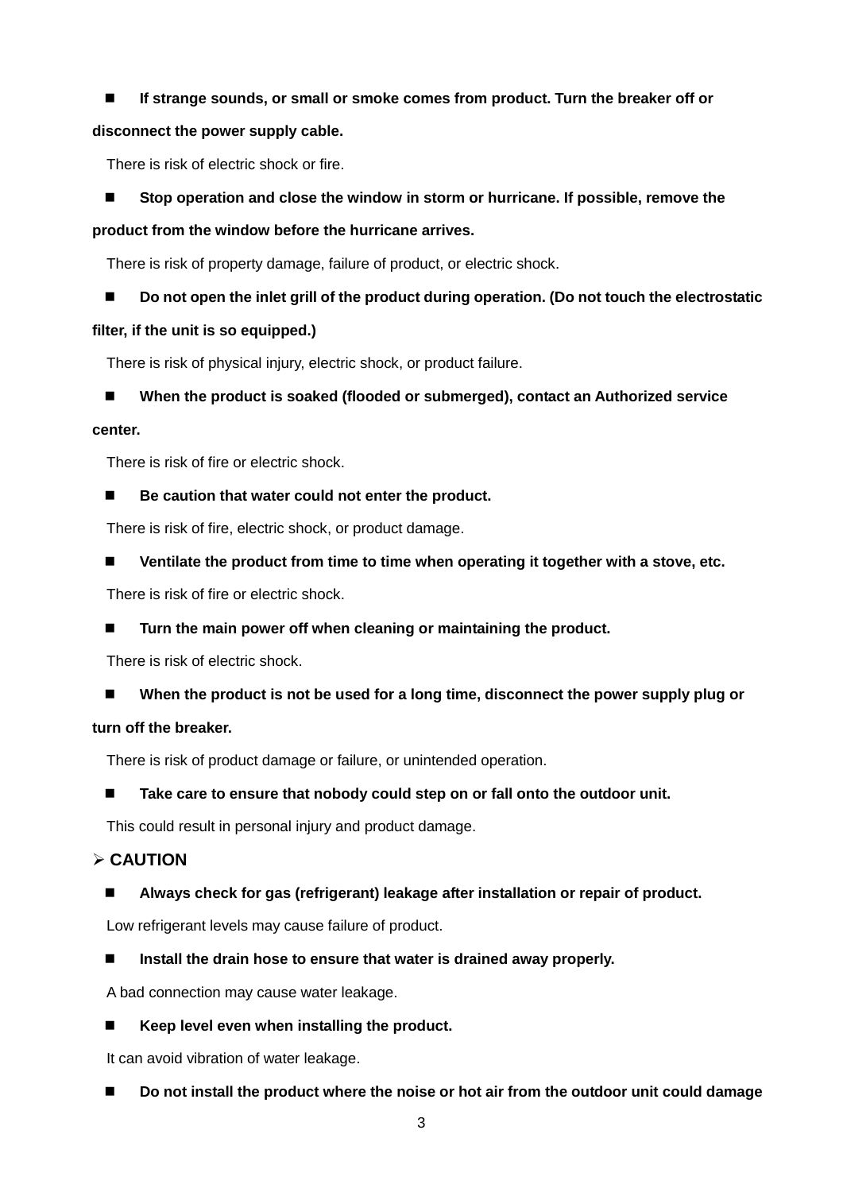- **If strange sounds, or small or smoke comes from product. Turn the breaker off or disconnect the power supply cable.**

  There is risk of electric shock or fire.

- **Stop operation and close the window in storm or hurricane. If possible, remove the product from the window before the hurricane arrives.**

  There is risk of property damage, failure of product, or electric shock.

- **Do not open the inlet grill of the product during operation. (Do not touch the electrostatic filter, if the unit is so equipped.)**

  There is risk of physical injury, electric shock, or product failure.

- **When the product is soaked (flooded or submerged), contact an Authorized service center.**

  There is risk of fire or electric shock.

- **Be caution that water could not enter the product.**

  There is risk of fire, electric shock, or product damage.

- **Ventilate the product from time to time when operating it together with a stove, etc.**

  There is risk of fire or electric shock.

- **Turn the main power off when cleaning or maintaining the product.**

  There is risk of electric shock.

- **When the product is not be used for a long time, disconnect the power supply plug or turn off the breaker.**

  There is risk of product damage or failure, or unintended operation.

- **Take care to ensure that nobody could step on or fall onto the outdoor unit.**

  This could result in personal injury and product damage.

## CAUTION

- **Always check for gas (refrigerant) leakage after installation or repair of product.**

  Low refrigerant levels may cause failure of product.

- **Install the drain hose to ensure that water is drained away properly.**

  A bad connection may cause water leakage.

- **Keep level even when installing the product.**

  It can avoid vibration of water leakage.

- **Do not install the product where the noise or hot air from the outdoor unit could damage**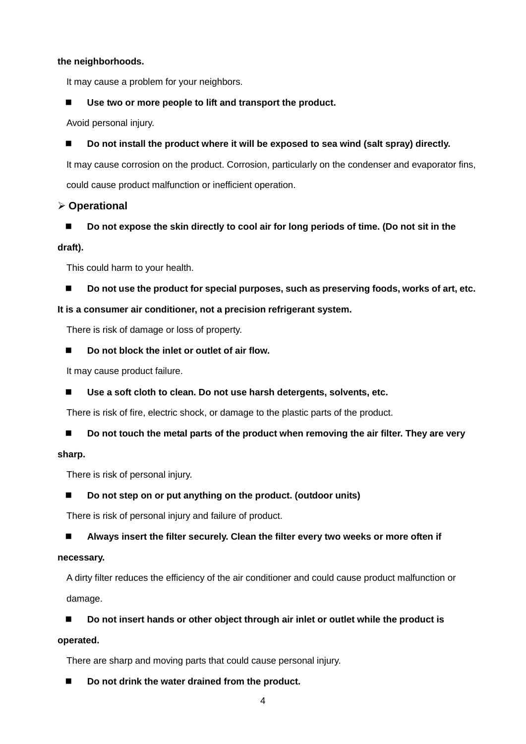**the neighborhoods.**

It may cause a problem for your neighbors.

- **Use two or more people to lift and transport the product.**

Avoid personal injury.

- **Do not install the product where it will be exposed to sea wind (salt spray) directly.**

It may cause corrosion on the product. Corrosion, particularly on the condenser and evaporator fins, could cause product malfunction or inefficient operation.

## ➢ Operational

- **Do not expose the skin directly to cool air for long periods of time. (Do not sit in the draft).**

This could harm to your health.

- **Do not use the product for special purposes, such as preserving foods, works of art, etc. It is a consumer air conditioner, not a precision refrigerant system.**

There is risk of damage or loss of property.

- **Do not block the inlet or outlet of air flow.**

It may cause product failure.

- **Use a soft cloth to clean. Do not use harsh detergents, solvents, etc.**

There is risk of fire, electric shock, or damage to the plastic parts of the product.

- **Do not touch the metal parts of the product when removing the air filter. They are very sharp.**

There is risk of personal injury.

- **Do not step on or put anything on the product. (outdoor units)**

There is risk of personal injury and failure of product.

- **Always insert the filter securely. Clean the filter every two weeks or more often if necessary.**

A dirty filter reduces the efficiency of the air conditioner and could cause product malfunction or damage.

- **Do not insert hands or other object through air inlet or outlet while the product is operated.**

There are sharp and moving parts that could cause personal injury.

- **Do not drink the water drained from the product.**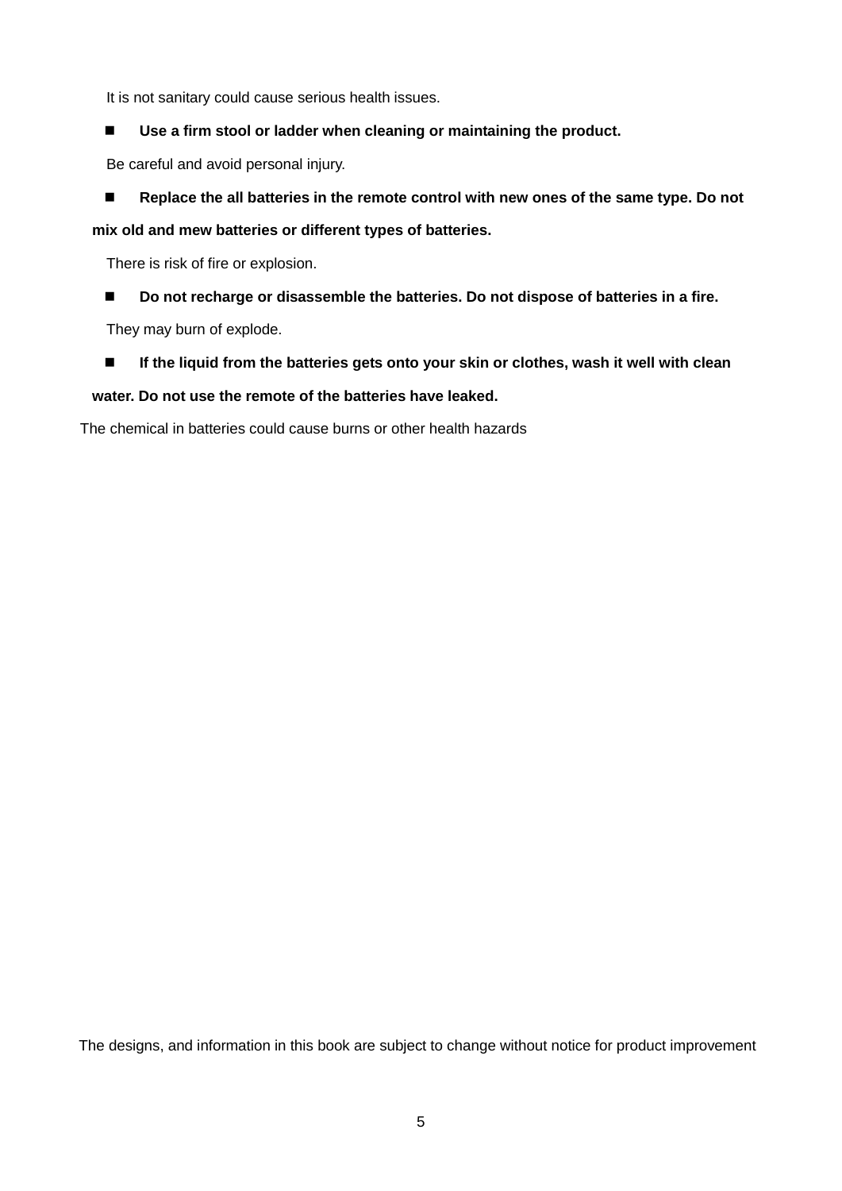It is not sanitary could cause serious health issues.

- **Use a firm stool or ladder when cleaning or maintaining the product.**

  Be careful and avoid personal injury.

- **Replace the all batteries in the remote control with new ones of the same type. Do not mix old and mew batteries or different types of batteries.**

  There is risk of fire or explosion.

- **Do not recharge or disassemble the batteries. Do not dispose of batteries in a fire.**

  They may burn of explode.

- **If the liquid from the batteries gets onto your skin or clothes, wash it well with clean water. Do not use the remote of the batteries have leaked.**

The chemical in batteries could cause burns or other health hazards

The designs, and information in this book are subject to change without notice for product improvement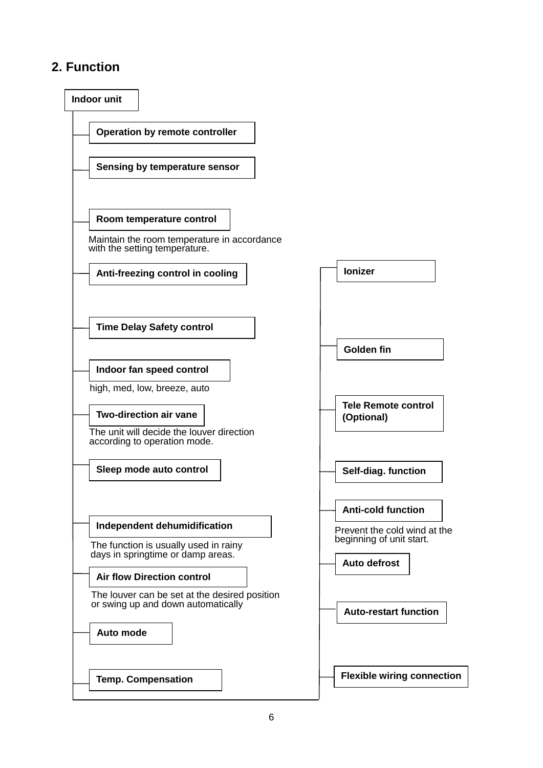## 2. Function

**Indoor unit**

- **Operation by remote controller**
- **Sensing by temperature sensor**
- **Room temperature control**
  Maintain the room temperature in accordance with the setting temperature.
- **Anti-freezing control in cooling**
- **Time Delay Safety control**
- **Indoor fan speed control**
  high, med, low, breeze, auto
- **Two-direction air vane**
  The unit will decide the louver direction according to operation mode.
- **Sleep mode auto control**
- **Independent dehumidification**
  The function is usually used in rainy days in springtime or damp areas.
- **Air flow Direction control**
  The louver can be set at the desired position or swing up and down automatically
- **Auto mode**
- **Temp. Compensation**
- **Ionizer**
- **Golden fin**
- **Tele Remote control (Optional)**
- **Self-diag. function**
- **Anti-cold function**
  Prevent the cold wind at the beginning of unit start.
- **Auto defrost**
- **Auto-restart function**
- **Flexible wiring connection**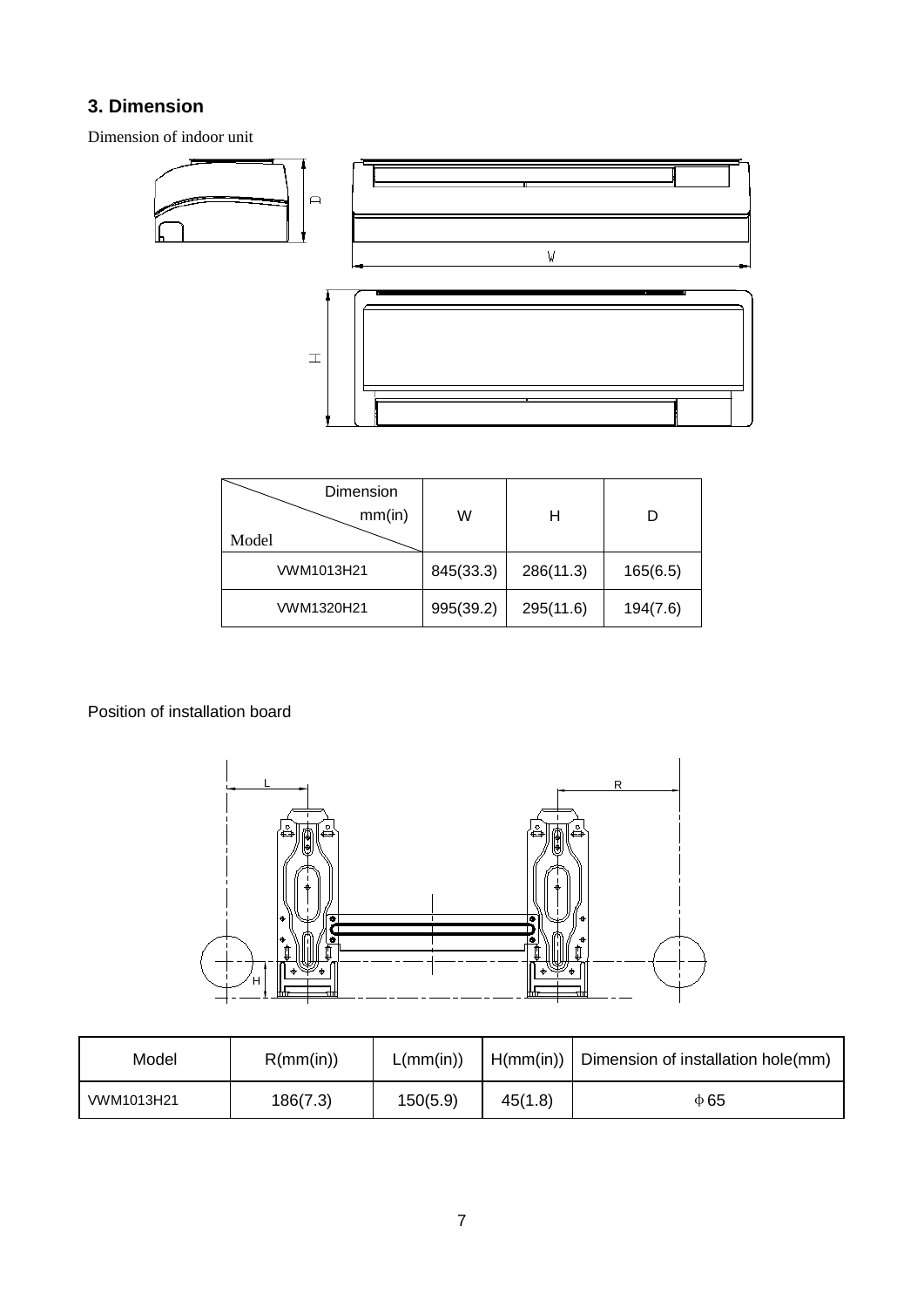## 3. Dimension

Dimension of indoor unit

| Model \ Dimension mm(in) | W | H | D |
|---|---|---|---|
| VWM1013H21 | 845(33.3) | 286(11.3) | 165(6.5) |
| VWM1320H21 | 995(39.2) | 295(11.6) | 194(7.6) |

Position of installation board

| Model | R(mm(in)) | L(mm(in)) | H(mm(in)) | Dimension of installation hole(mm) |
|---|---|---|---|---|
| VWM1013H21 | 186(7.3) | 150(5.9) | 45(1.8) | $\phi$65 |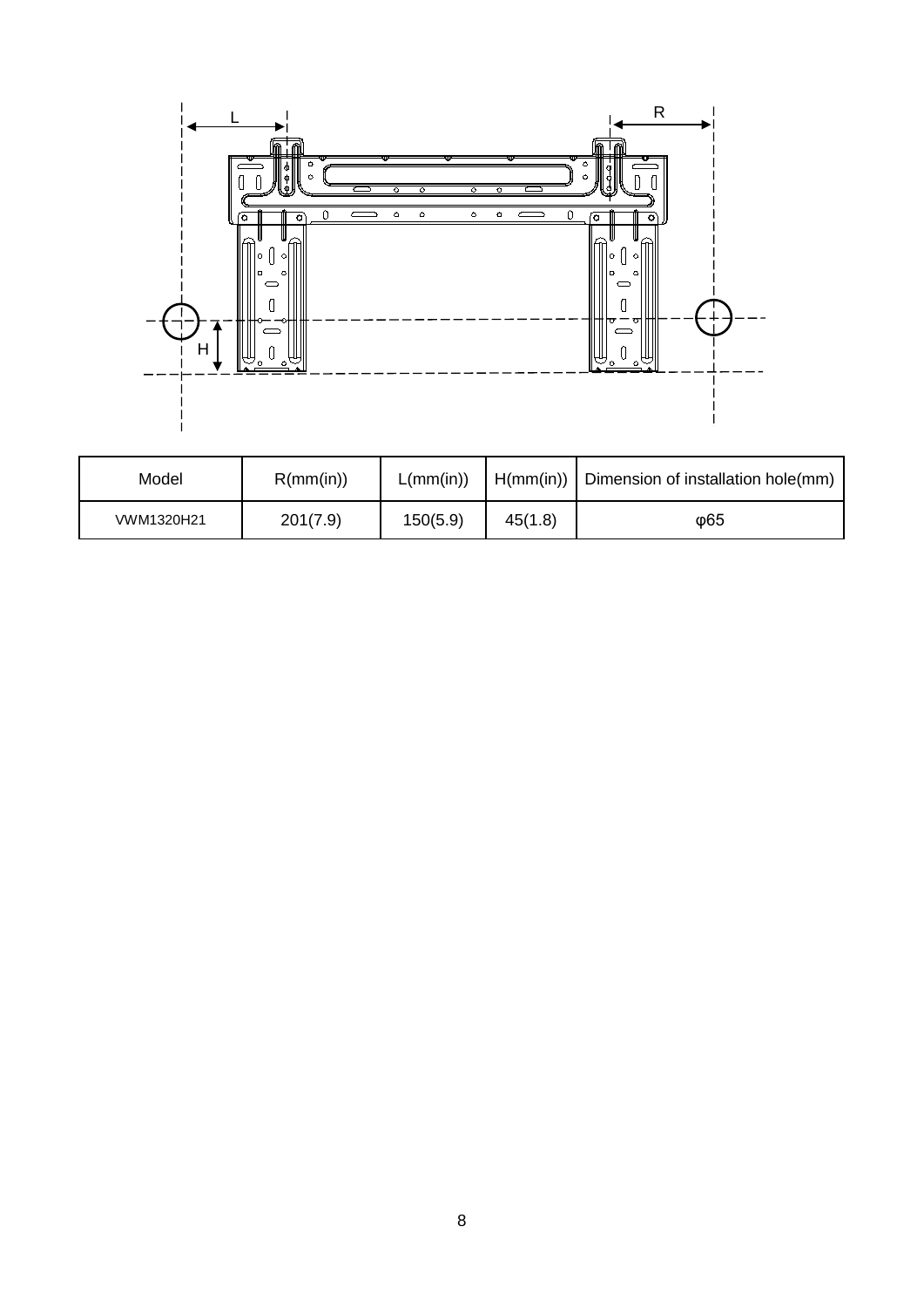| Model | R(mm(in)) | L(mm(in)) | H(mm(in)) | Dimension of installation hole(mm) |
|---|---|---|---|---|
| VWM1320H21 | 201(7.9) | 150(5.9) | 45(1.8) | φ65 |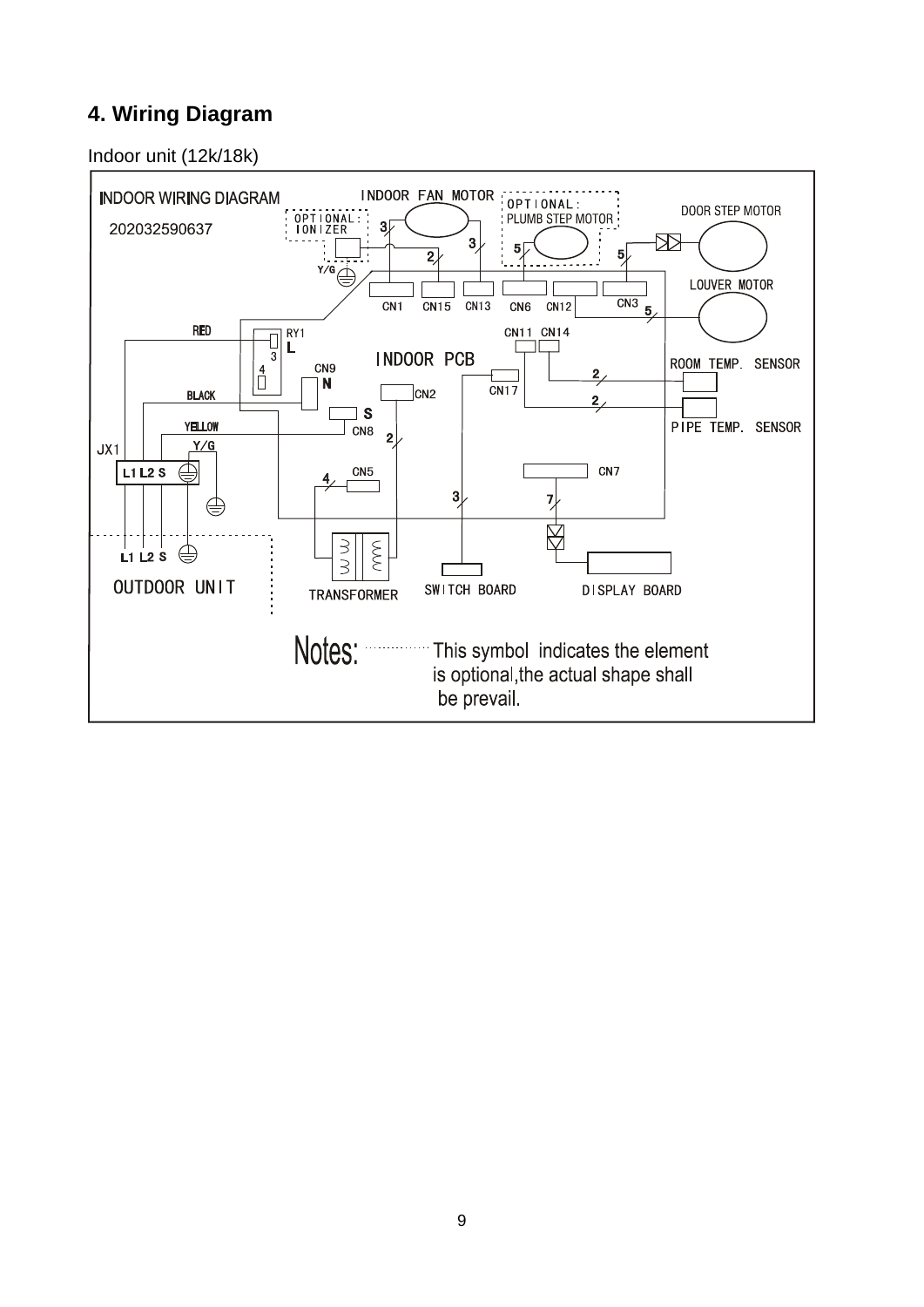## 4. Wiring Diagram

Indoor unit (12k/18k)

INDOOR WIRING DIAGRAM

202032590637

INDOOR FAN MOTOR

OPTIONAL: IONIZER

OPTIONAL: PLUMB STEP MOTOR

DOOR STEP MOTOR

LOUVER MOTOR

CN1 CN15 CN13 CN6 CN12 CN3

RED

RY1 L

CN9 N

INDOOR PCB

CN11 CN14

ROOM TEMP. SENSOR

PIPE TEMP. SENSOR

BLACK

CN2

CN17

YELLOW

S CN8

Y/G

JX1

L1 L2 S

CN5

CN7

L1 L2 S

OUTDOOR UNIT

TRANSFORMER

SWITCH BOARD

DISPLAY BOARD

Notes: This symbol indicates the element is optional,the actual shape shall be prevail.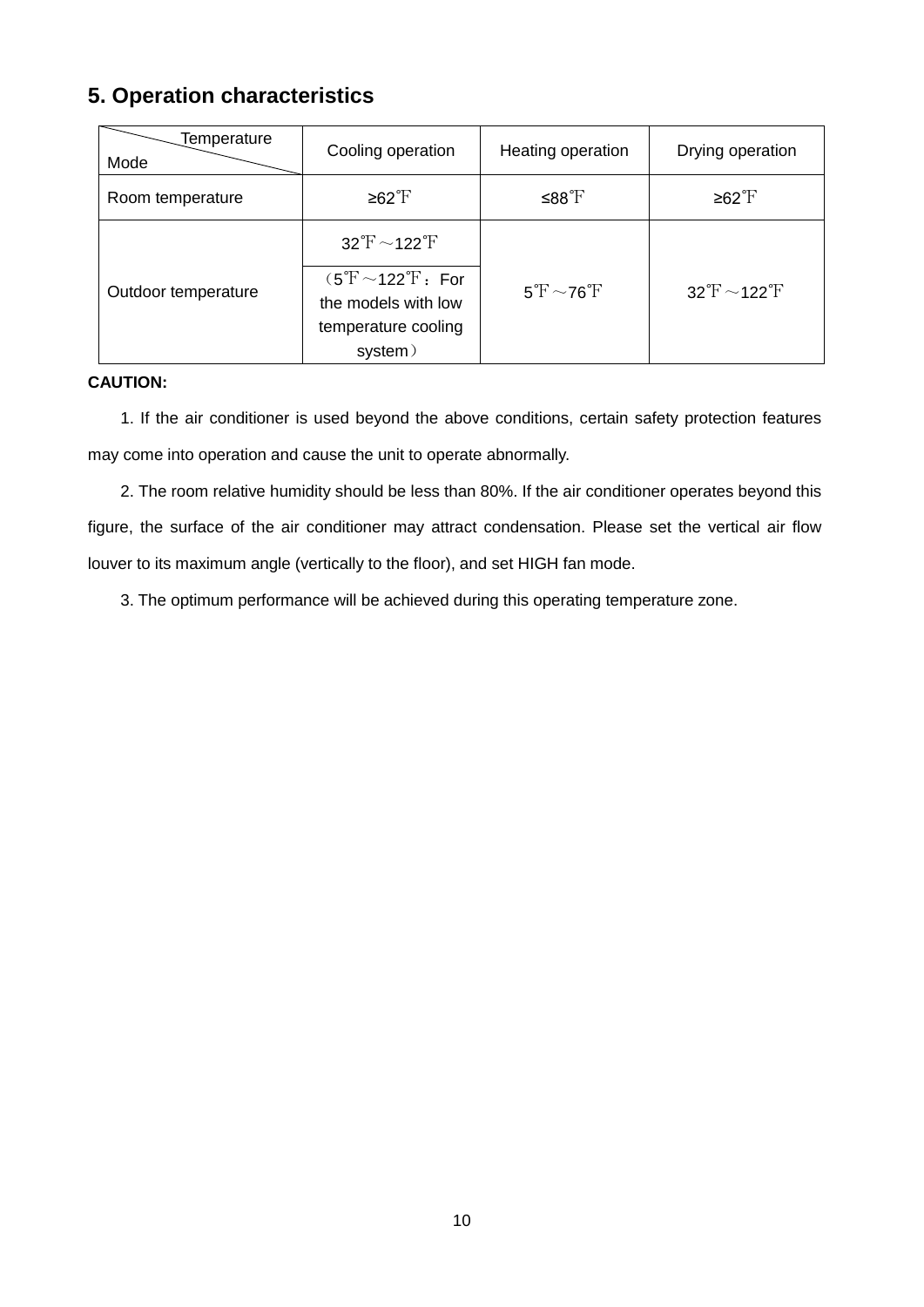## 5. Operation characteristics

| Temperature / Mode | Cooling operation | Heating operation | Drying operation |
|---|---|---|---|
| Room temperature | ≥62℉ | ≤88℉ | ≥62℉ |
| Outdoor temperature | 32℉～122℉<br>（5℉～122℉：For the models with low temperature cooling system） | 5℉～76℉ | 32℉～122℉ |

**CAUTION:**

1. If the air conditioner is used beyond the above conditions, certain safety protection features may come into operation and cause the unit to operate abnormally.

2. The room relative humidity should be less than 80%. If the air conditioner operates beyond this figure, the surface of the air conditioner may attract condensation. Please set the vertical air flow louver to its maximum angle (vertically to the floor), and set HIGH fan mode.

3. The optimum performance will be achieved during this operating temperature zone.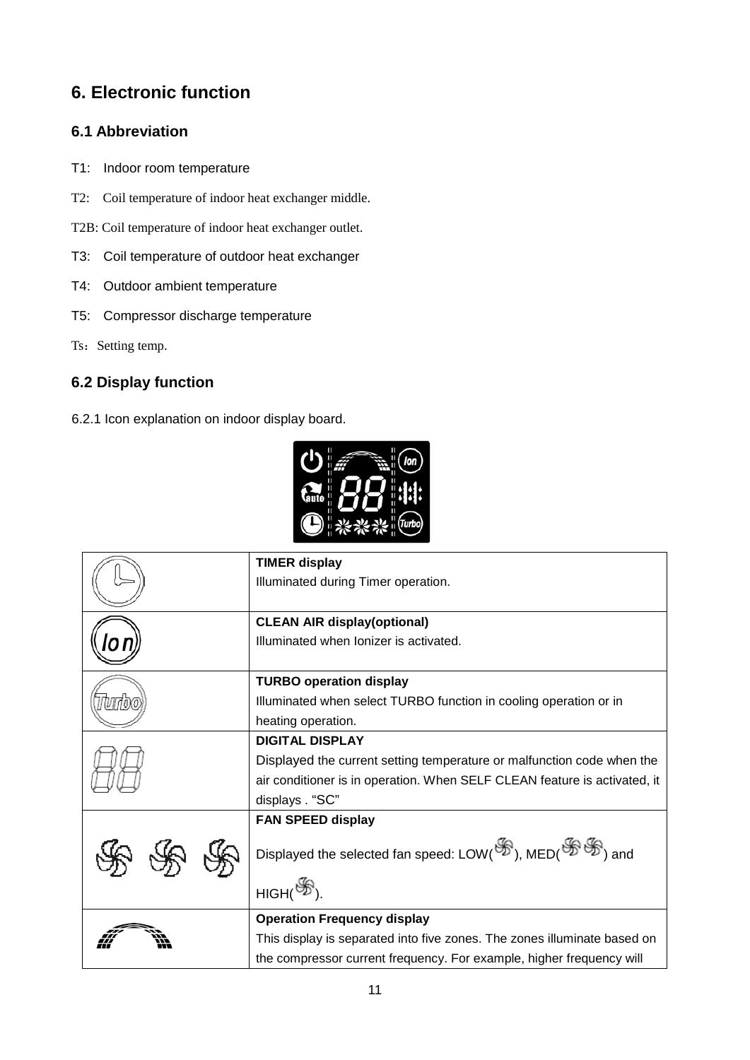# 6. Electronic function

## 6.1 Abbreviation

T1: Indoor room temperature

T2: Coil temperature of indoor heat exchanger middle.

T2B: Coil temperature of indoor heat exchanger outlet.

T3: Coil temperature of outdoor heat exchanger

T4: Outdoor ambient temperature

T5: Compressor discharge temperature

Ts：Setting temp.

## 6.2 Display function

6.2.1 Icon explanation on indoor display board.

| | |
|---|---|
| | **TIMER display**<br>Illuminated during Timer operation. |
| Ion | **CLEAN AIR display(optional)**<br>Illuminated when Ionizer is activated. |
| Turbo | **TURBO operation display**<br>Illuminated when select TURBO function in cooling operation or in heating operation. |
| 88 | **DIGITAL DISPLAY**<br>Displayed the current setting temperature or malfunction code when the air conditioner is in operation. When SELF CLEAN feature is activated, it displays . "SC" |
| | **FAN SPEED display**<br>Displayed the selected fan speed: LOW( ), MED( ) and HIGH( ). |
| | **Operation Frequency display**<br>This display is separated into five zones. The zones illuminate based on the compressor current frequency. For example, higher frequency will |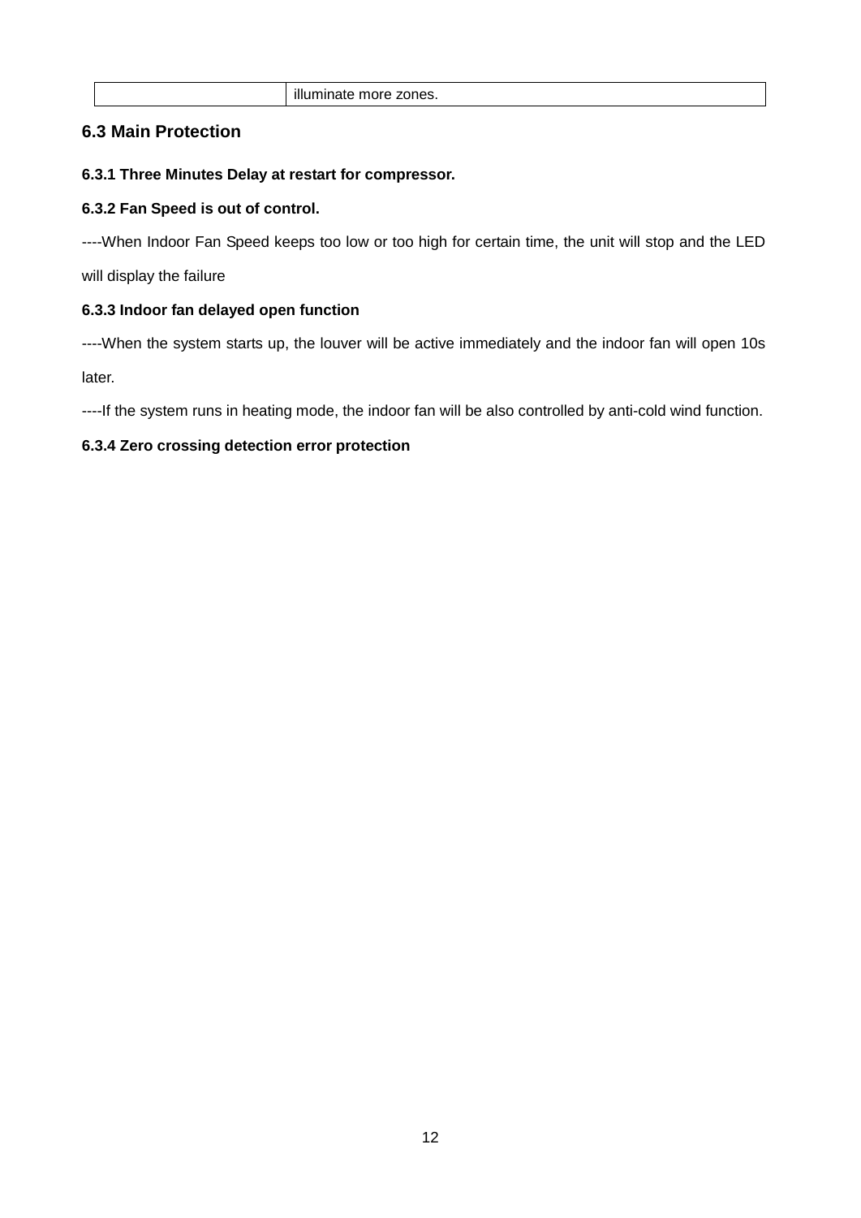|  | illuminate more zones. |
|---|---|

## 6.3 Main Protection

**6.3.1 Three Minutes Delay at restart for compressor.**

**6.3.2 Fan Speed is out of control.**

----When Indoor Fan Speed keeps too low or too high for certain time, the unit will stop and the LED will display the failure

**6.3.3 Indoor fan delayed open function**

----When the system starts up, the louver will be active immediately and the indoor fan will open 10s later.

----If the system runs in heating mode, the indoor fan will be also controlled by anti-cold wind function.

**6.3.4 Zero crossing detection error protection**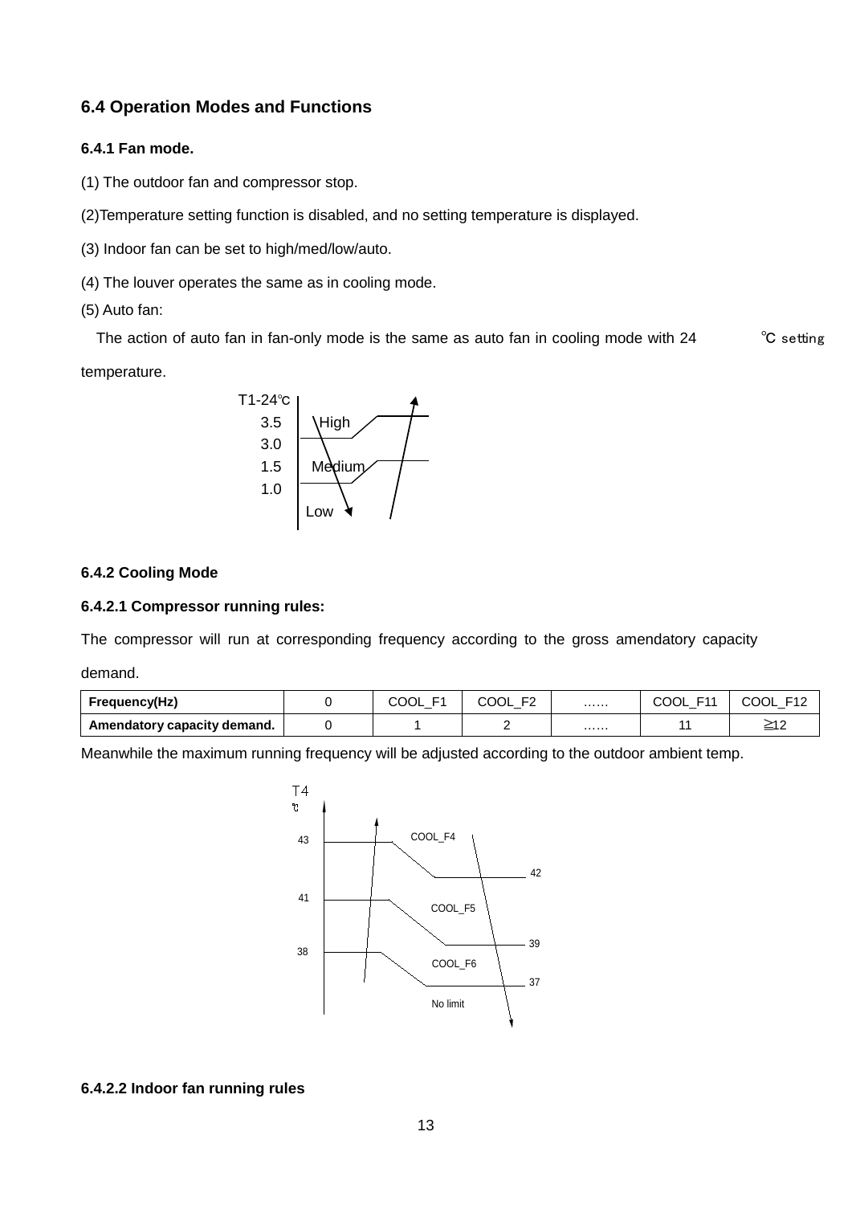## 6.4 Operation Modes and Functions

### 6.4.1 Fan mode.

(1) The outdoor fan and compressor stop.

(2)Temperature setting function is disabled, and no setting temperature is displayed.

(3) Indoor fan can be set to high/med/low/auto.

(4) The louver operates the same as in cooling mode.

(5) Auto fan:

The action of auto fan in fan-only mode is the same as auto fan in cooling mode with 24 ℃ setting temperature.

```
T1-24℃
  3.5     High
  3.0
  1.5     Medium
  1.0
          Low
```

### 6.4.2 Cooling Mode

#### 6.4.2.1 Compressor running rules:

The compressor will run at corresponding frequency according to the gross amendatory capacity demand.

| Frequency(Hz) | 0 | COOL_F1 | COOL_F2 | …… | COOL_F11 | COOL_F12 |
|---|---|---|---|---|---|---|
| Amendatory capacity demand. | 0 | 1 | 2 | …… | 11 | ≧12 |

Meanwhile the maximum running frequency will be adjusted according to the outdoor ambient temp.

```
T4 ℃
 43 ------ COOL_F4 ------ 42
 41 ------ COOL_F5 ------ 39
 38 ------ COOL_F6 ------ 37
           No limit
```

#### 6.4.2.2 Indoor fan running rules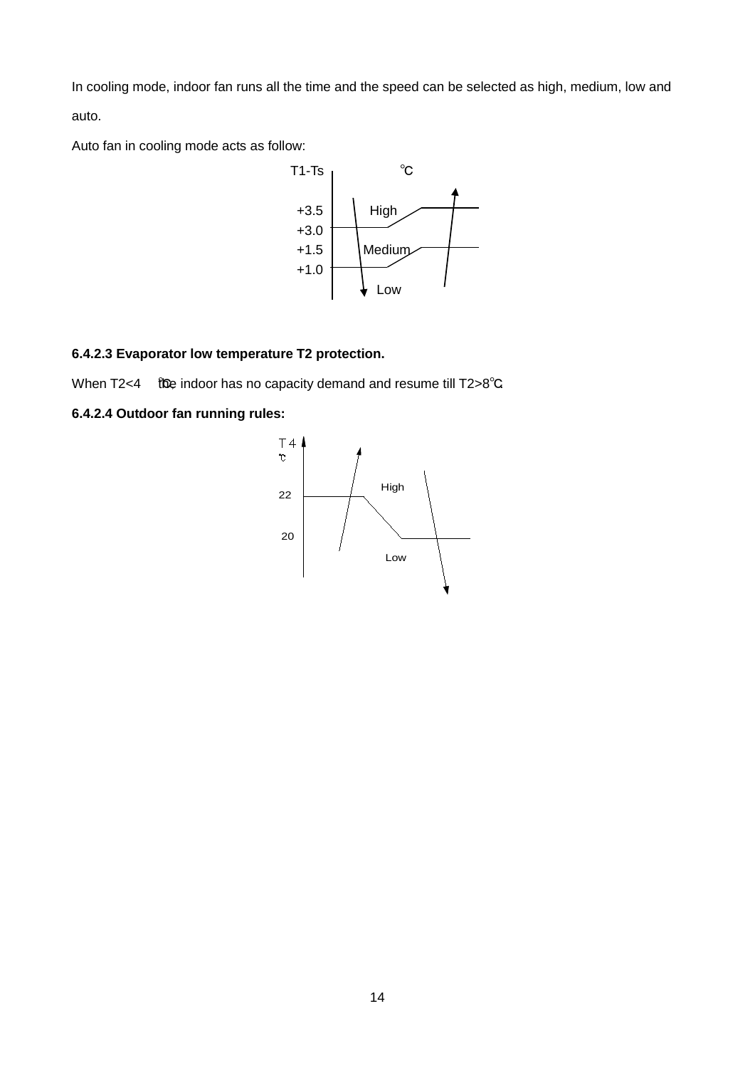In cooling mode, indoor fan runs all the time and the speed can be selected as high, medium, low and auto.

Auto fan in cooling mode acts as follow:

T1-Ts ℃

+3.5 High
+3.0
+1.5 Medium
+1.0
Low

**6.4.2.3 Evaporator low temperature T2 protection.**

When T2<4 ℃, the indoor has no capacity demand and resume till T2>8℃.

**6.4.2.4 Outdoor fan running rules:**

T4 ℃

22 High

20 Low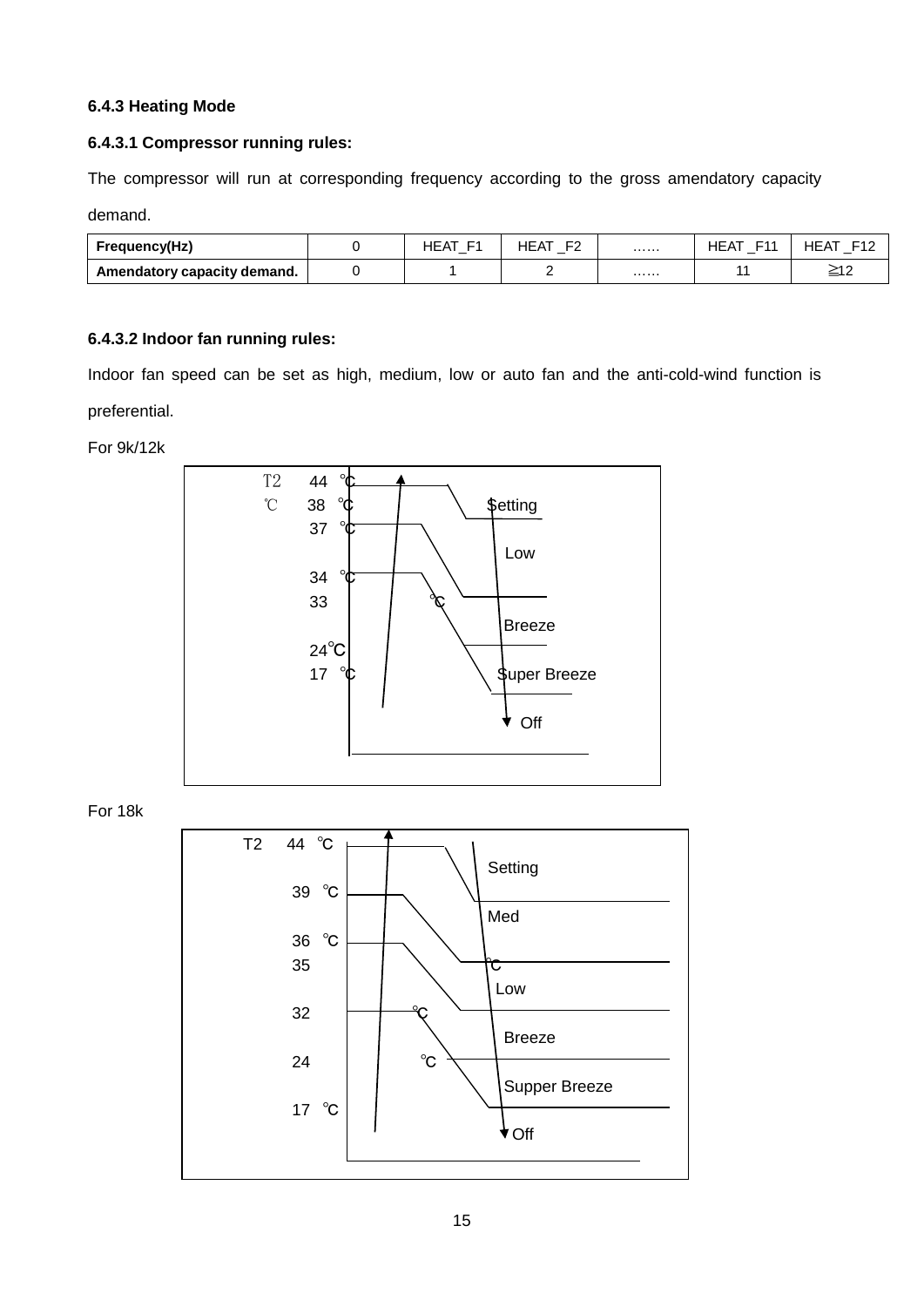### 6.4.3 Heating Mode

#### 6.4.3.1 Compressor running rules:

The compressor will run at corresponding frequency according to the gross amendatory capacity demand.

| Frequency(Hz) | 0 | HEAT_F1 | HEAT _F2 | …… | HEAT _F11 | HEAT _F12 |
|---|---|---|---|---|---|---|
| Amendatory capacity demand. | 0 | 1 | 2 | …… | 11 | ≧12 |

#### 6.4.3.2 Indoor fan running rules:

Indoor fan speed can be set as high, medium, low or auto fan and the anti-cold-wind function is preferential.

For 9k/12k

T2 ℃: 44℃, 38℃, 37℃, 34℃, 33℃, 24℃, 17℃

Setting

Low

Breeze

Super Breeze

Off

For 18k

T2: 44℃, 39℃, 36℃, 35℃, 32℃, 24℃, 17℃

Setting

Med

Low

Breeze

Supper Breeze

Off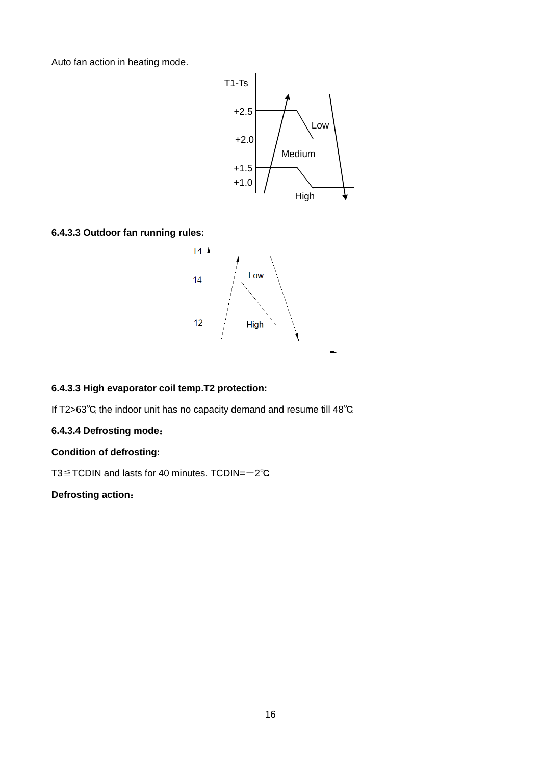Auto fan action in heating mode.

**6.4.3.3 Outdoor fan running rules:**

**6.4.3.3 High evaporator coil temp.T2 protection:**

If T2>63℃, the indoor unit has no capacity demand and resume till 48℃.

**6.4.3.4 Defrosting mode：**

**Condition of defrosting:**

T3≦TCDIN and lasts for 40 minutes. TCDIN=－2℃.

**Defrosting action：**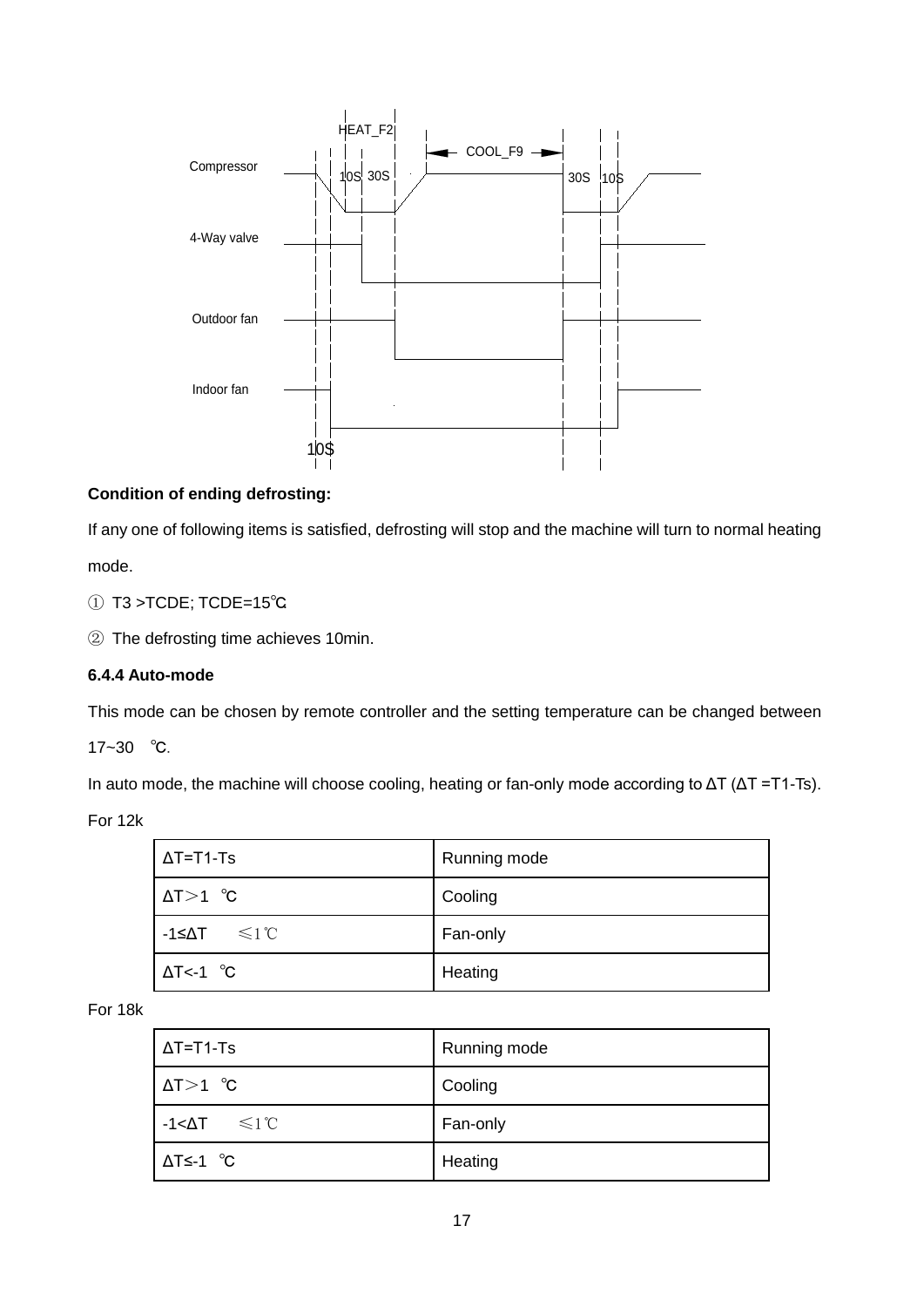HEAT_F2

COOL_F9

Compressor

10S 30S

30S 10S

4-Way valve

Outdoor fan

Indoor fan

10S

**Condition of ending defrosting:**

If any one of following items is satisfied, defrosting will stop and the machine will turn to normal heating mode.

① T3 >TCDE; TCDE=15℃.

② The defrosting time achieves 10min.

**6.4.4 Auto-mode**

This mode can be chosen by remote controller and the setting temperature can be changed between 17~30 ℃.

In auto mode, the machine will choose cooling, heating or fan-only mode according to ΔT (ΔT =T1-Ts).

For 12k

| ΔT=T1-Ts | Running mode |
|---|---|
| ΔT＞1 ℃ | Cooling |
| -1≤ΔT ≤1℃ | Fan-only |
| ΔT<-1 ℃ | Heating |

For 18k

| ΔT=T1-Ts | Running mode |
|---|---|
| ΔT＞1 ℃ | Cooling |
| -1<ΔT ≤1℃ | Fan-only |
| ΔT≤-1 ℃ | Heating |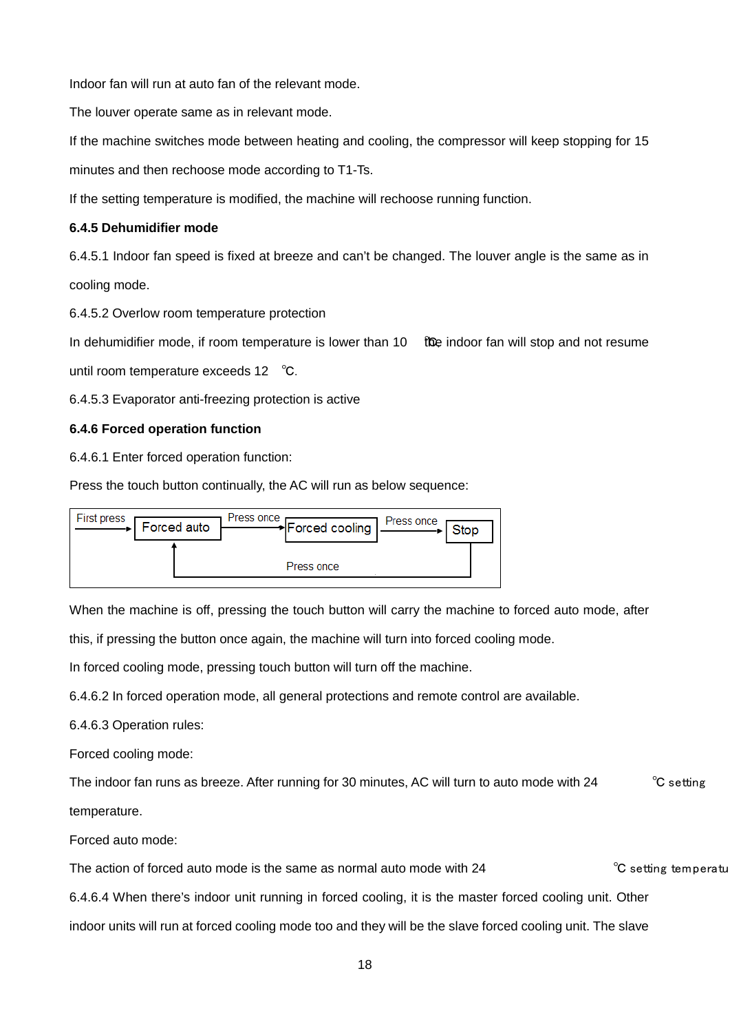Indoor fan will run at auto fan of the relevant mode.

The louver operate same as in relevant mode.

If the machine switches mode between heating and cooling, the compressor will keep stopping for 15 minutes and then rechoose mode according to T1-Ts.

If the setting temperature is modified, the machine will rechoose running function.

**6.4.5 Dehumidifier mode**

6.4.5.1 Indoor fan speed is fixed at breeze and can't be changed. The louver angle is the same as in cooling mode.

6.4.5.2 Overlow room temperature protection

In dehumidifier mode, if room temperature is lower than 10 ℃, the indoor fan will stop and not resume until room temperature exceeds 12 ℃.

6.4.5.3 Evaporator anti-freezing protection is active

**6.4.6 Forced operation function**

6.4.6.1 Enter forced operation function:

Press the touch button continually, the AC will run as below sequence:

First press → Forced auto → Press once → Forced cooling → Press once → Stop → Press once → Forced auto

When the machine is off, pressing the touch button will carry the machine to forced auto mode, after this, if pressing the button once again, the machine will turn into forced cooling mode.

In forced cooling mode, pressing touch button will turn off the machine.

6.4.6.2 In forced operation mode, all general protections and remote control are available.

6.4.6.3 Operation rules:

Forced cooling mode:

The indoor fan runs as breeze. After running for 30 minutes, AC will turn to auto mode with 24 ℃ setting temperature.

Forced auto mode:

The action of forced auto mode is the same as normal auto mode with 24 ℃ setting temperatu

6.4.6.4 When there's indoor unit running in forced cooling, it is the master forced cooling unit. Other indoor units will run at forced cooling mode too and they will be the slave forced cooling unit. The slave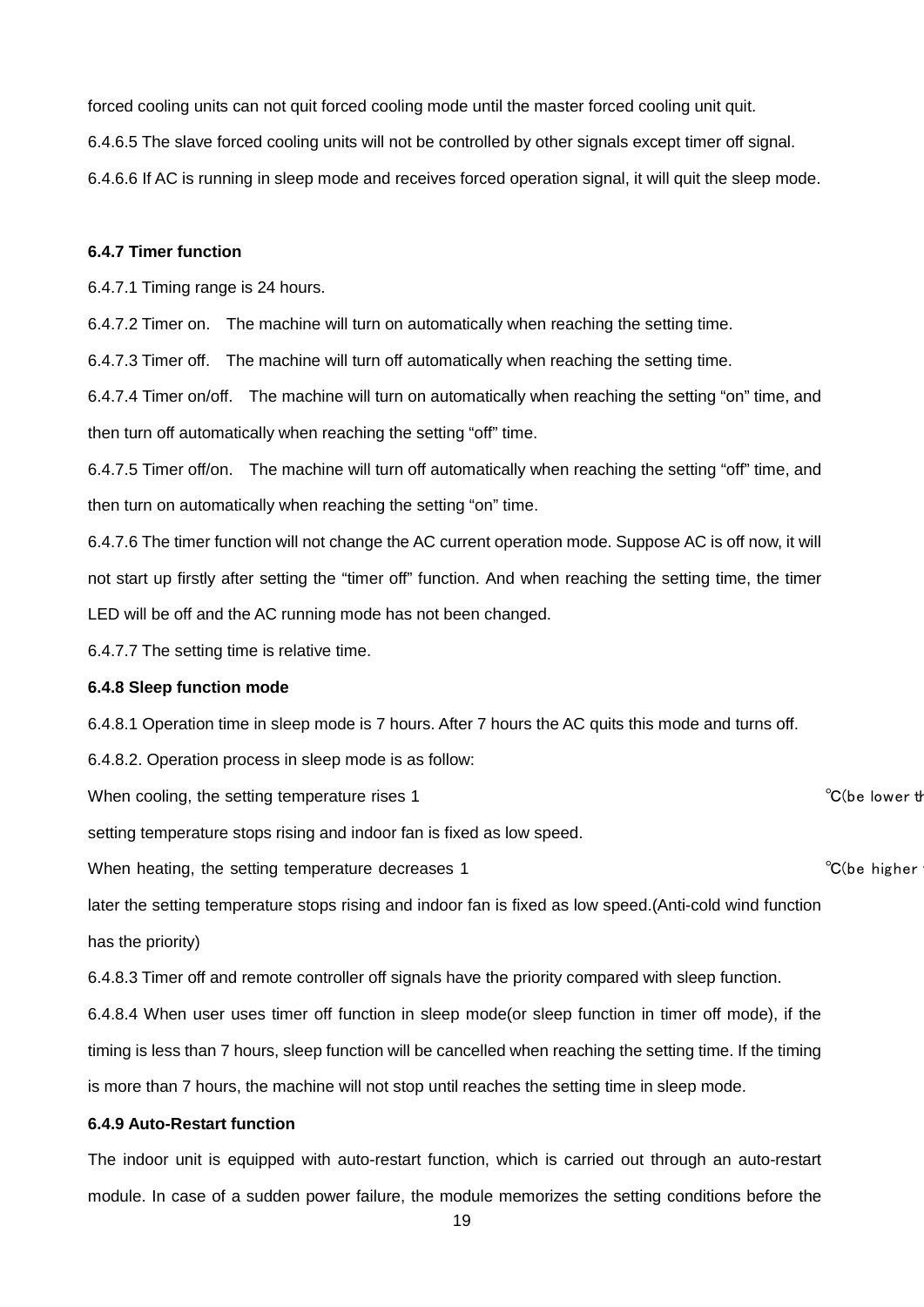forced cooling units can not quit forced cooling mode until the master forced cooling unit quit.

6.4.6.5 The slave forced cooling units will not be controlled by other signals except timer off signal.

6.4.6.6 If AC is running in sleep mode and receives forced operation signal, it will quit the sleep mode.

**6.4.7 Timer function**

6.4.7.1 Timing range is 24 hours.

6.4.7.2 Timer on.　The machine will turn on automatically when reaching the setting time.

6.4.7.3 Timer off.　The machine will turn off automatically when reaching the setting time.

6.4.7.4 Timer on/off.　The machine will turn on automatically when reaching the setting "on" time, and then turn off automatically when reaching the setting "off" time.

6.4.7.5 Timer off/on.　The machine will turn off automatically when reaching the setting "off" time, and then turn on automatically when reaching the setting "on" time.

6.4.7.6 The timer function will not change the AC current operation mode. Suppose AC is off now, it will not start up firstly after setting the "timer off" function. And when reaching the setting time, the timer LED will be off and the AC running mode has not been changed.

6.4.7.7 The setting time is relative time.

**6.4.8 Sleep function mode**

6.4.8.1 Operation time in sleep mode is 7 hours. After 7 hours the AC quits this mode and turns off.

6.4.8.2. Operation process in sleep mode is as follow:

When cooling, the setting temperature rises 1 ℃(be lower th

setting temperature stops rising and indoor fan is fixed as low speed.

When heating, the setting temperature decreases 1 ℃(be higher

later the setting temperature stops rising and indoor fan is fixed as low speed.(Anti-cold wind function has the priority)

6.4.8.3 Timer off and remote controller off signals have the priority compared with sleep function.

6.4.8.4 When user uses timer off function in sleep mode(or sleep function in timer off mode), if the timing is less than 7 hours, sleep function will be cancelled when reaching the setting time. If the timing is more than 7 hours, the machine will not stop until reaches the setting time in sleep mode.

**6.4.9 Auto-Restart function**

The indoor unit is equipped with auto-restart function, which is carried out through an auto-restart module. In case of a sudden power failure, the module memorizes the setting conditions before the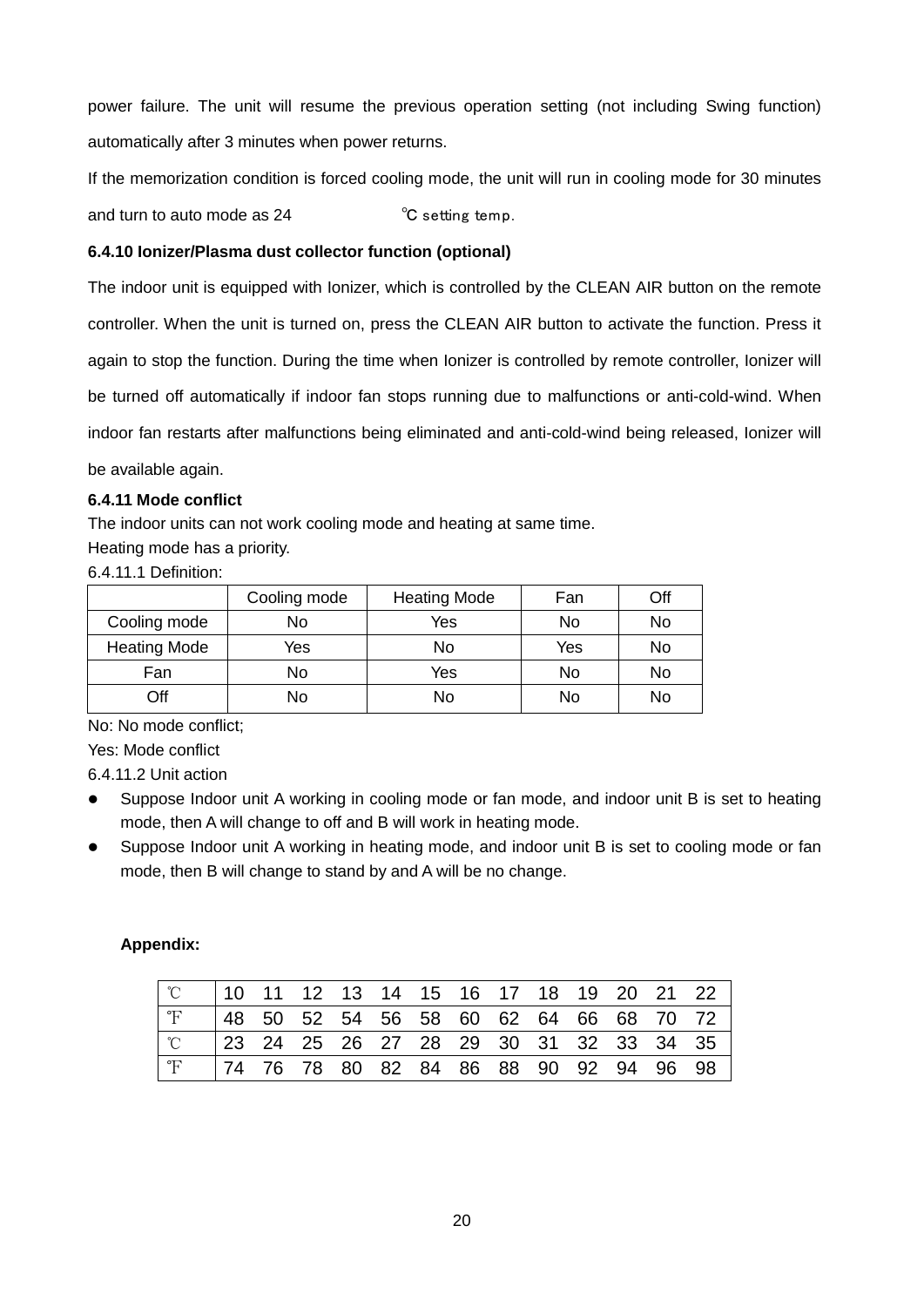power failure. The unit will resume the previous operation setting (not including Swing function) automatically after 3 minutes when power returns.

If the memorization condition is forced cooling mode, the unit will run in cooling mode for 30 minutes and turn to auto mode as 24 ℃ setting temp.

**6.4.10 Ionizer/Plasma dust collector function (optional)**

The indoor unit is equipped with Ionizer, which is controlled by the CLEAN AIR button on the remote controller. When the unit is turned on, press the CLEAN AIR button to activate the function. Press it again to stop the function. During the time when Ionizer is controlled by remote controller, Ionizer will be turned off automatically if indoor fan stops running due to malfunctions or anti-cold-wind. When indoor fan restarts after malfunctions being eliminated and anti-cold-wind being released, Ionizer will be available again.

**6.4.11 Mode conflict**

The indoor units can not work cooling mode and heating at same time.

Heating mode has a priority.

6.4.11.1 Definition:

| | Cooling mode | Heating Mode | Fan | Off |
|---|---|---|---|---|
| Cooling mode | No | Yes | No | No |
| Heating Mode | Yes | No | Yes | No |
| Fan | No | Yes | No | No |
| Off | No | No | No | No |

No: No mode conflict;

Yes: Mode conflict

6.4.11.2 Unit action

- Suppose Indoor unit A working in cooling mode or fan mode, and indoor unit B is set to heating mode, then A will change to off and B will work in heating mode.
- Suppose Indoor unit A working in heating mode, and indoor unit B is set to cooling mode or fan mode, then B will change to stand by and A will be no change.

**Appendix:**

| | | | | | | | | | | | | | |
|---|---|---|---|---|---|---|---|---|---|---|---|---|---|
| ℃ | 10 | 11 | 12 | 13 | 14 | 15 | 16 | 17 | 18 | 19 | 20 | 21 | 22 |
| ℉ | 48 | 50 | 52 | 54 | 56 | 58 | 60 | 62 | 64 | 66 | 68 | 70 | 72 |
| ℃ | 23 | 24 | 25 | 26 | 27 | 28 | 29 | 30 | 31 | 32 | 33 | 34 | 35 |
| ℉ | 74 | 76 | 78 | 80 | 82 | 84 | 86 | 88 | 90 | 92 | 94 | 96 | 98 |